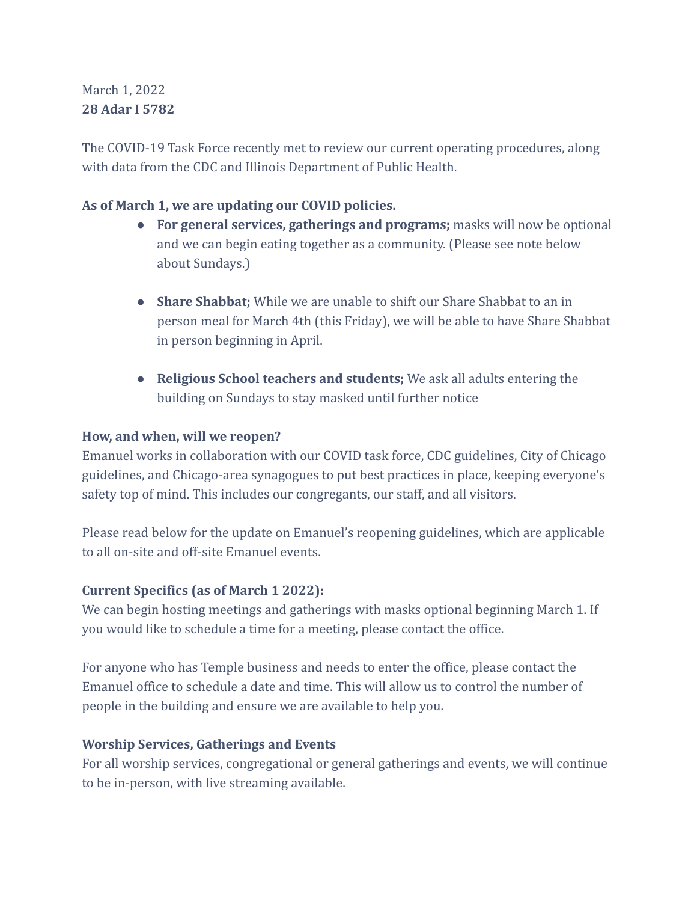March 1, 2022
**28 Adar I 5782**

The COVID-19 Task Force recently met to review our current operating procedures, along with data from the CDC and Illinois Department of Public Health.

**As of March 1, we are updating our COVID policies.**

- **For general services, gatherings and programs;** masks will now be optional and we can begin eating together as a community. (Please see note below about Sundays.)

- **Share Shabbat;** While we are unable to shift our Share Shabbat to an in person meal for March 4th (this Friday), we will be able to have Share Shabbat in person beginning in April.

- **Religious School teachers and students;** We ask all adults entering the building on Sundays to stay masked until further notice

**How, and when, will we reopen?**

Emanuel works in collaboration with our COVID task force, CDC guidelines, City of Chicago guidelines, and Chicago-area synagogues to put best practices in place, keeping everyone's safety top of mind. This includes our congregants, our staff, and all visitors.

Please read below for the update on Emanuel's reopening guidelines, which are applicable to all on-site and off-site Emanuel events.

**Current Specifics (as of March 1 2022):**

We can begin hosting meetings and gatherings with masks optional beginning March 1. If you would like to schedule a time for a meeting, please contact the office.

For anyone who has Temple business and needs to enter the office, please contact the Emanuel office to schedule a date and time. This will allow us to control the number of people in the building and ensure we are available to help you.

**Worship Services, Gatherings and Events**

For all worship services, congregational or general gatherings and events, we will continue to be in-person, with live streaming available.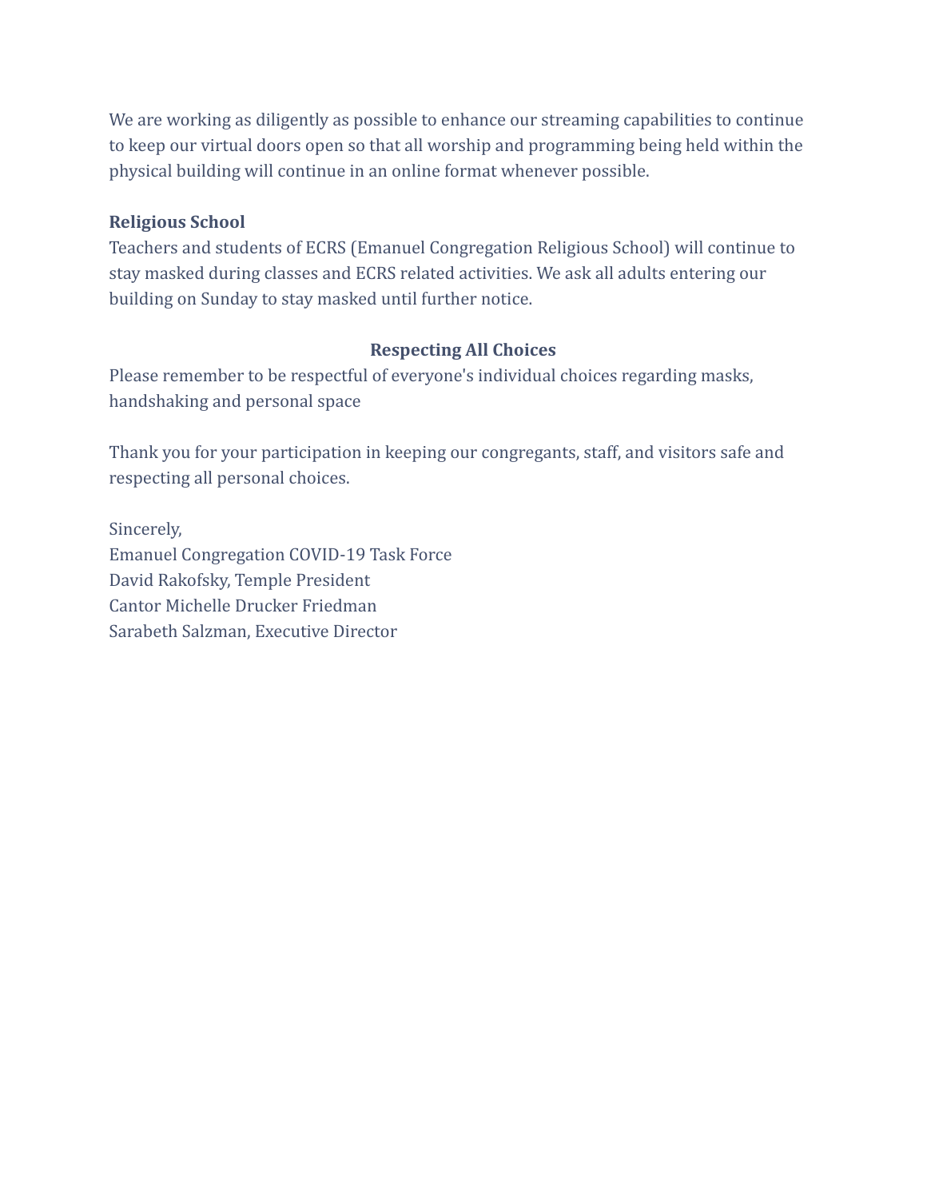We are working as diligently as possible to enhance our streaming capabilities to continue to keep our virtual doors open so that all worship and programming being held within the physical building will continue in an online format whenever possible.

**Religious School**

Teachers and students of ECRS (Emanuel Congregation Religious School) will continue to stay masked during classes and ECRS related activities. We ask all adults entering our building on Sunday to stay masked until further notice.

**Respecting All Choices**

Please remember to be respectful of everyone's individual choices regarding masks, handshaking and personal space

Thank you for your participation in keeping our congregants, staff, and visitors safe and respecting all personal choices.

Sincerely,
Emanuel Congregation COVID-19 Task Force
David Rakofsky, Temple President
Cantor Michelle Drucker Friedman
Sarabeth Salzman, Executive Director